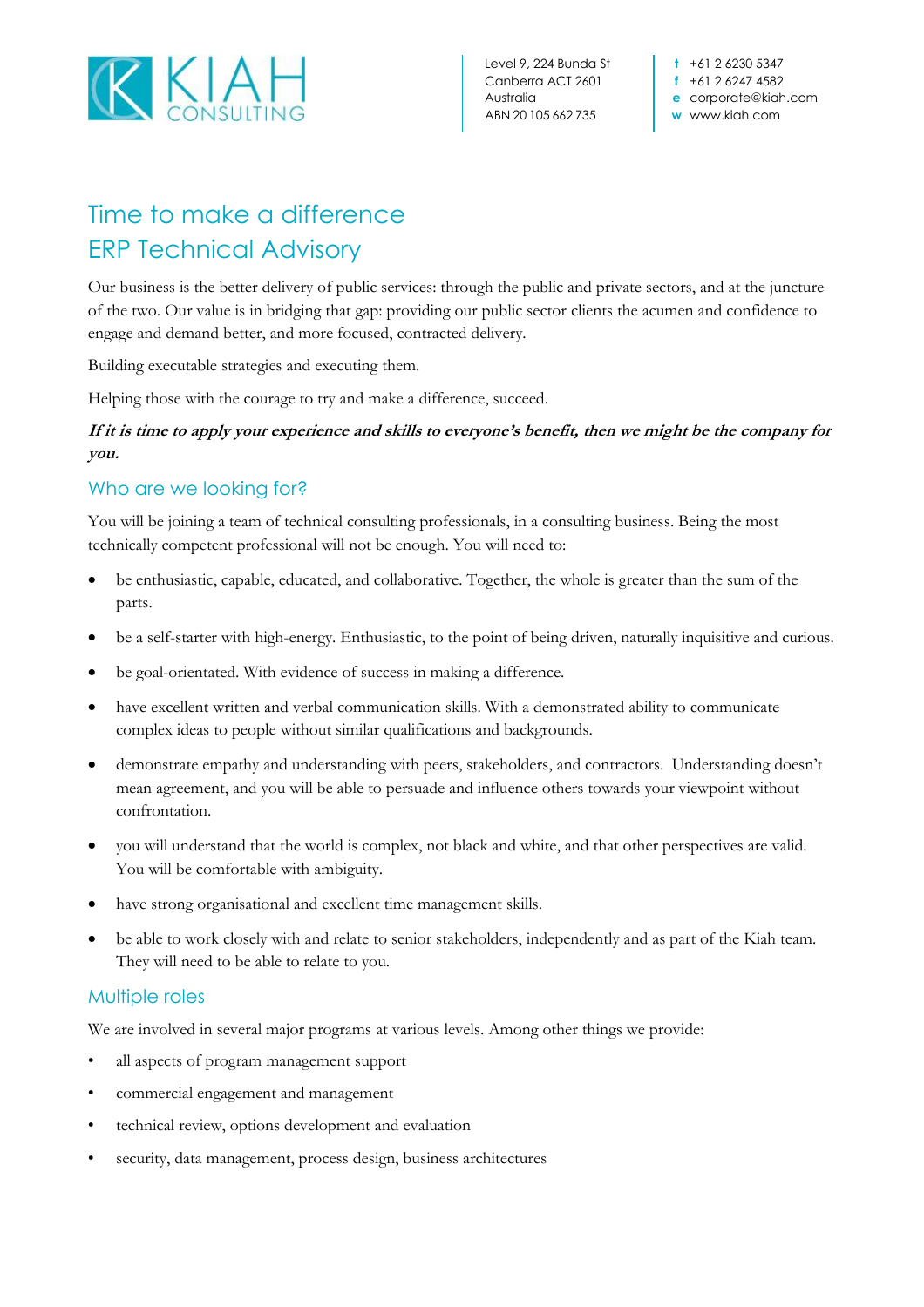KIAH CONSULTING

Level 9, 224 Bunda St
Canberra ACT 2601
Australia
ABN 20 105 662 735

t +61 2 6230 5347
f +61 2 6247 4582
e corporate@kiah.com
w www.kiah.com

# Time to make a difference
# ERP Technical Advisory

Our business is the better delivery of public services: through the public and private sectors, and at the juncture of the two. Our value is in bridging that gap: providing our public sector clients the acumen and confidence to engage and demand better, and more focused, contracted delivery.

Building executable strategies and executing them.

Helping those with the courage to try and make a difference, succeed.

***If it is time to apply your experience and skills to everyone's benefit, then we might be the company for you.***

## Who are we looking for?

You will be joining a team of technical consulting professionals, in a consulting business. Being the most technically competent professional will not be enough. You will need to:

- be enthusiastic, capable, educated, and collaborative. Together, the whole is greater than the sum of the parts.
- be a self-starter with high-energy. Enthusiastic, to the point of being driven, naturally inquisitive and curious.
- be goal-orientated. With evidence of success in making a difference.
- have excellent written and verbal communication skills. With a demonstrated ability to communicate complex ideas to people without similar qualifications and backgrounds.
- demonstrate empathy and understanding with peers, stakeholders, and contractors. Understanding doesn't mean agreement, and you will be able to persuade and influence others towards your viewpoint without confrontation.
- you will understand that the world is complex, not black and white, and that other perspectives are valid. You will be comfortable with ambiguity.
- have strong organisational and excellent time management skills.
- be able to work closely with and relate to senior stakeholders, independently and as part of the Kiah team. They will need to be able to relate to you.

## Multiple roles

We are involved in several major programs at various levels. Among other things we provide:

- all aspects of program management support
- commercial engagement and management
- technical review, options development and evaluation
- security, data management, process design, business architectures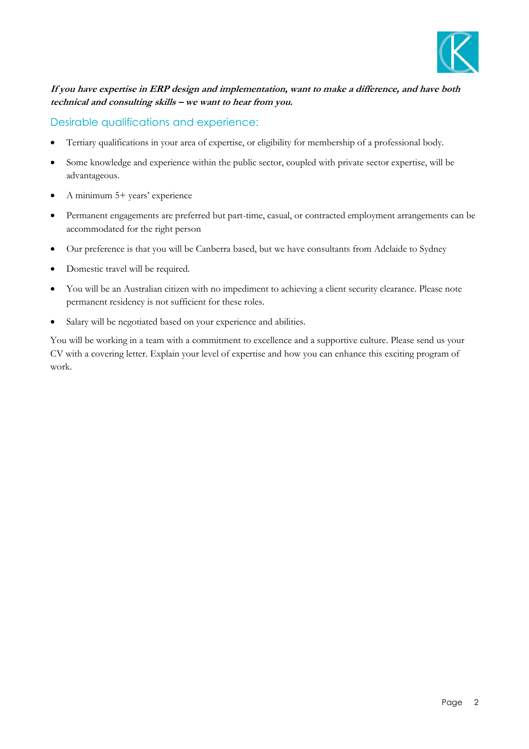***If you have expertise in ERP design and implementation, want to make a difference, and have both technical and consulting skills – we want to hear from you.***

## Desirable qualifications and experience:

- Tertiary qualifications in your area of expertise, or eligibility for membership of a professional body.
- Some knowledge and experience within the public sector, coupled with private sector expertise, will be advantageous.
- A minimum 5+ years' experience
- Permanent engagements are preferred but part-time, casual, or contracted employment arrangements can be accommodated for the right person
- Our preference is that you will be Canberra based, but we have consultants from Adelaide to Sydney
- Domestic travel will be required.
- You will be an Australian citizen with no impediment to achieving a client security clearance. Please note permanent residency is not sufficient for these roles.
- Salary will be negotiated based on your experience and abilities.

You will be working in a team with a commitment to excellence and a supportive culture. Please send us your CV with a covering letter. Explain your level of expertise and how you can enhance this exciting program of work.